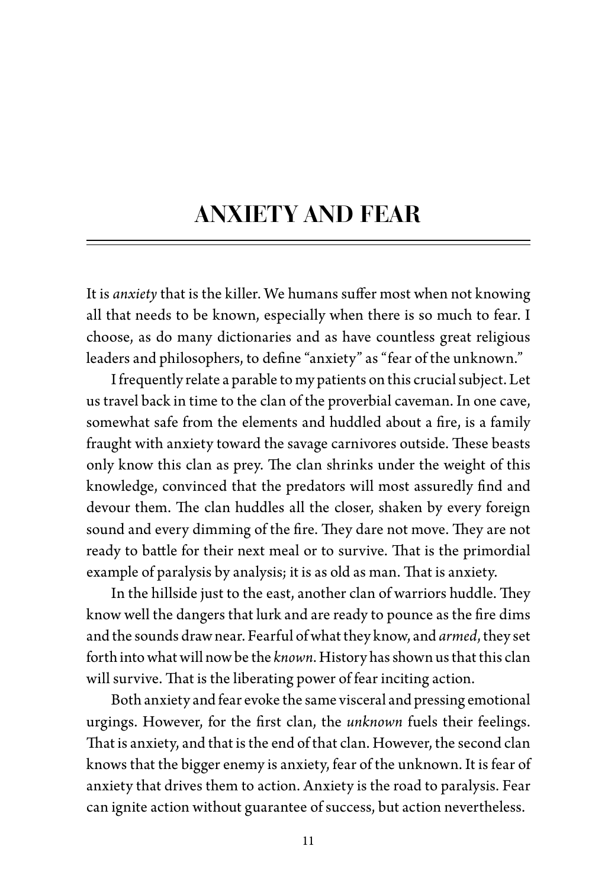# ANXIETY AND FEAR

It is *anxiety* that is the killer. We humans suffer most when not knowing all that needs to be known, especially when there is so much to fear. I choose, as do many dictionaries and as have countless great religious leaders and philosophers, to define "anxiety" as "fear of the unknown."

I frequently relate a parable to my patients on this crucial subject. Let us travel back in time to the clan of the proverbial caveman. In one cave, somewhat safe from the elements and huddled about a fire, is a family fraught with anxiety toward the savage carnivores outside. These beasts only know this clan as prey. The clan shrinks under the weight of this knowledge, convinced that the predators will most assuredly find and devour them. The clan huddles all the closer, shaken by every foreign sound and every dimming of the fire. They dare not move. They are not ready to battle for their next meal or to survive. That is the primordial example of paralysis by analysis; it is as old as man. That is anxiety.

In the hillside just to the east, another clan of warriors huddle. They know well the dangers that lurk and are ready to pounce as the fire dims and the sounds draw near. Fearful of what they know, and *armed*, they set forth into what will now be the *known*. History has shown us that this clan will survive. That is the liberating power of fear inciting action.

Both anxiety and fear evoke the same visceral and pressing emotional urgings. However, for the first clan, the *unknown* fuels their feelings. That is anxiety, and that is the end of that clan. However, the second clan knows that the bigger enemy is anxiety, fear of the unknown. It is fear of anxiety that drives them to action. Anxiety is the road to paralysis. Fear can ignite action without guarantee of success, but action nevertheless.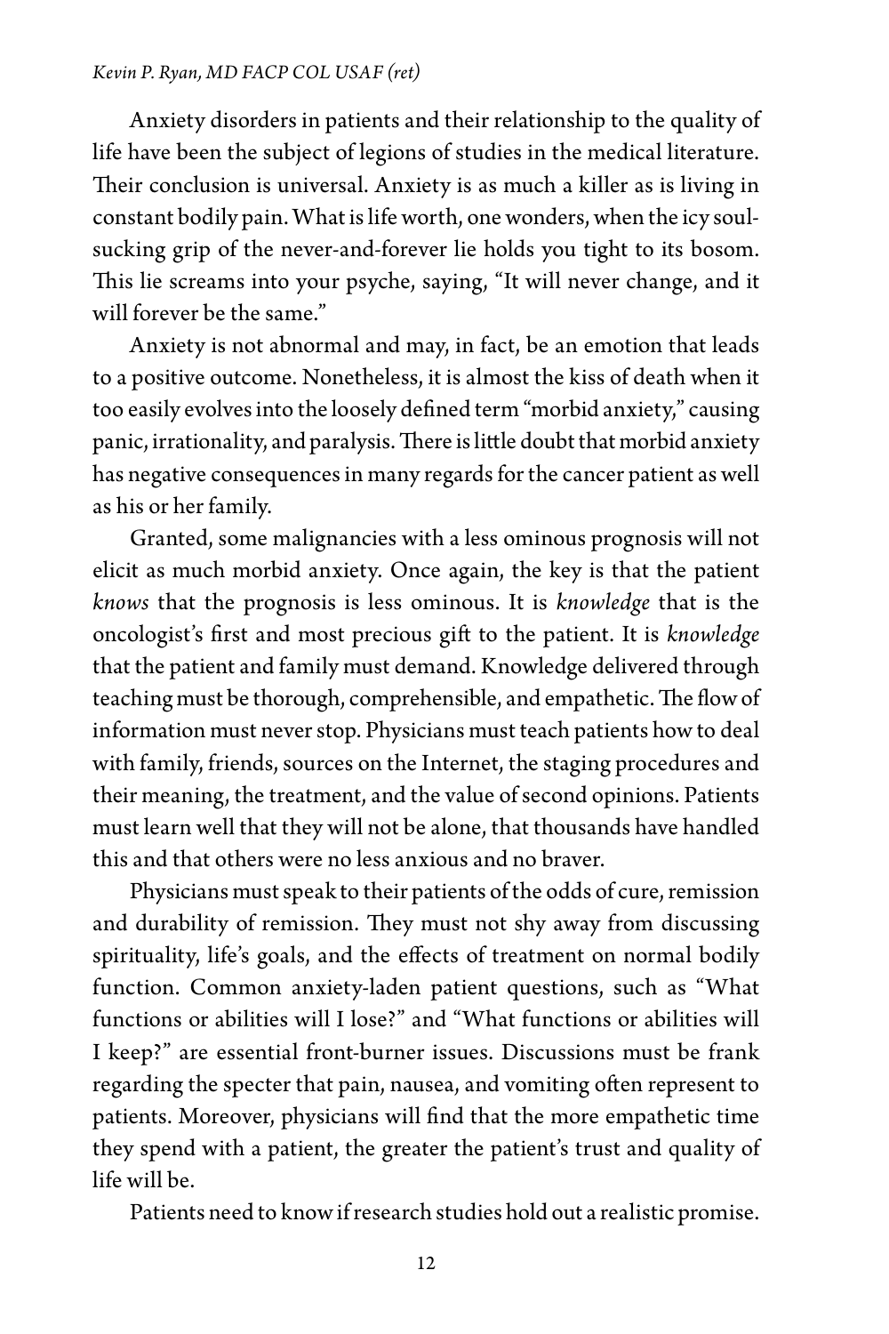Anxiety disorders in patients and their relationship to the quality of life have been the subject of legions of studies in the medical literature. Their conclusion is universal. Anxiety is as much a killer as is living in constant bodily pain. What is life worth, one wonders, when the icy soul-sucking grip of the never-and-forever lie holds you tight to its bosom. This lie screams into your psyche, saying, "It will never change, and it will forever be the same."

Anxiety is not abnormal and may, in fact, be an emotion that leads to a positive outcome. Nonetheless, it is almost the kiss of death when it too easily evolves into the loosely defined term "morbid anxiety," causing panic, irrationality, and paralysis. There is little doubt that morbid anxiety has negative consequences in many regards for the cancer patient as well as his or her family.

Granted, some malignancies with a less ominous prognosis will not elicit as much morbid anxiety. Once again, the key is that the patient *knows* that the prognosis is less ominous. It is *knowledge* that is the oncologist's first and most precious gift to the patient. It is *knowledge* that the patient and family must demand. Knowledge delivered through teaching must be thorough, comprehensible, and empathetic. The flow of information must never stop. Physicians must teach patients how to deal with family, friends, sources on the Internet, the staging procedures and their meaning, the treatment, and the value of second opinions. Patients must learn well that they will not be alone, that thousands have handled this and that others were no less anxious and no braver.

Physicians must speak to their patients of the odds of cure, remission and durability of remission. They must not shy away from discussing spirituality, life's goals, and the effects of treatment on normal bodily function. Common anxiety-laden patient questions, such as "What functions or abilities will I lose?" and "What functions or abilities will I keep?" are essential front-burner issues. Discussions must be frank regarding the specter that pain, nausea, and vomiting often represent to patients. Moreover, physicians will find that the more empathetic time they spend with a patient, the greater the patient's trust and quality of life will be.

Patients need to know if research studies hold out a realistic promise.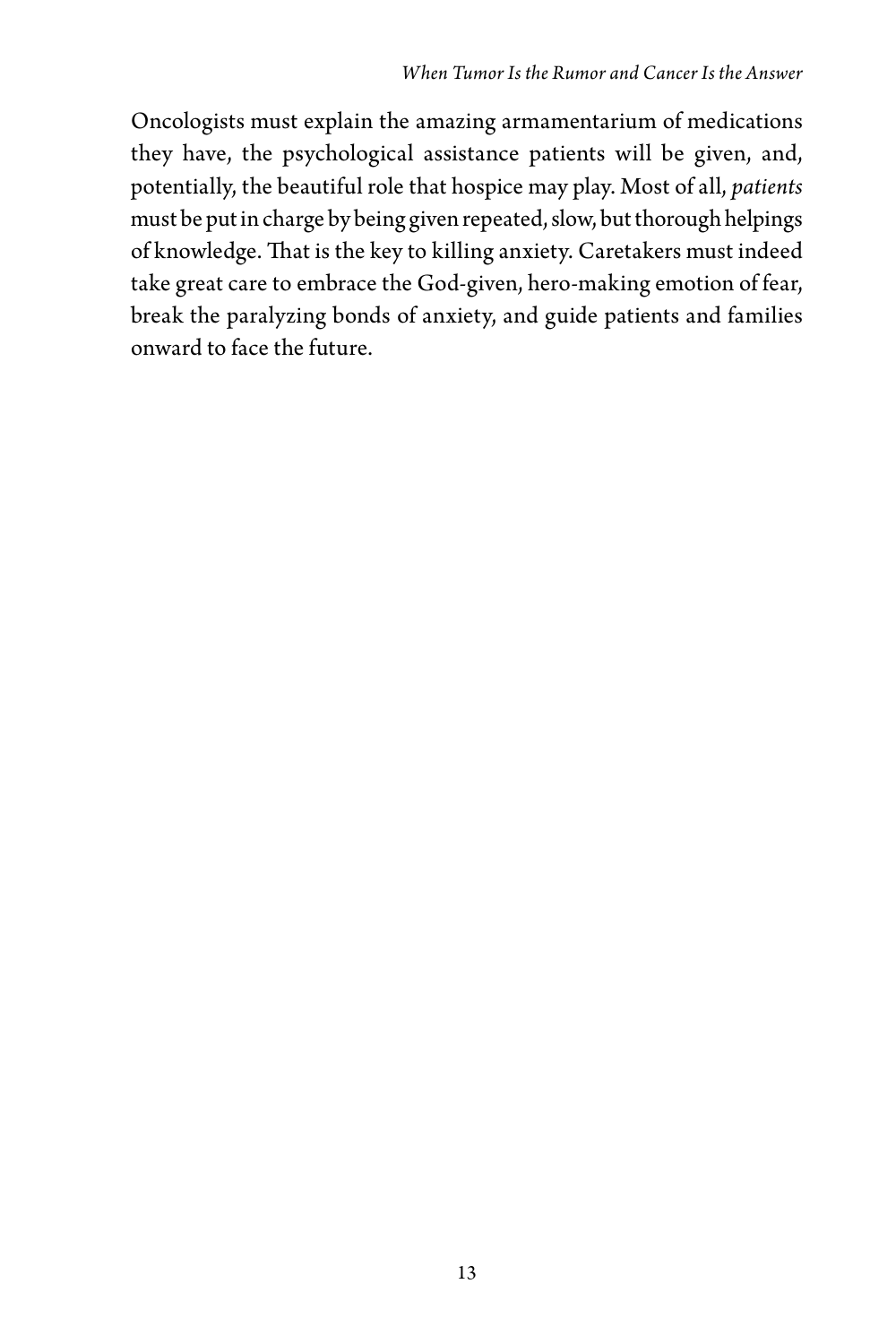Oncologists must explain the amazing armamentarium of medications they have, the psychological assistance patients will be given, and, potentially, the beautiful role that hospice may play. Most of all, *patients* must be put in charge by being given repeated, slow, but thorough helpings of knowledge. That is the key to killing anxiety. Caretakers must indeed take great care to embrace the God-given, hero-making emotion of fear, break the paralyzing bonds of anxiety, and guide patients and families onward to face the future.